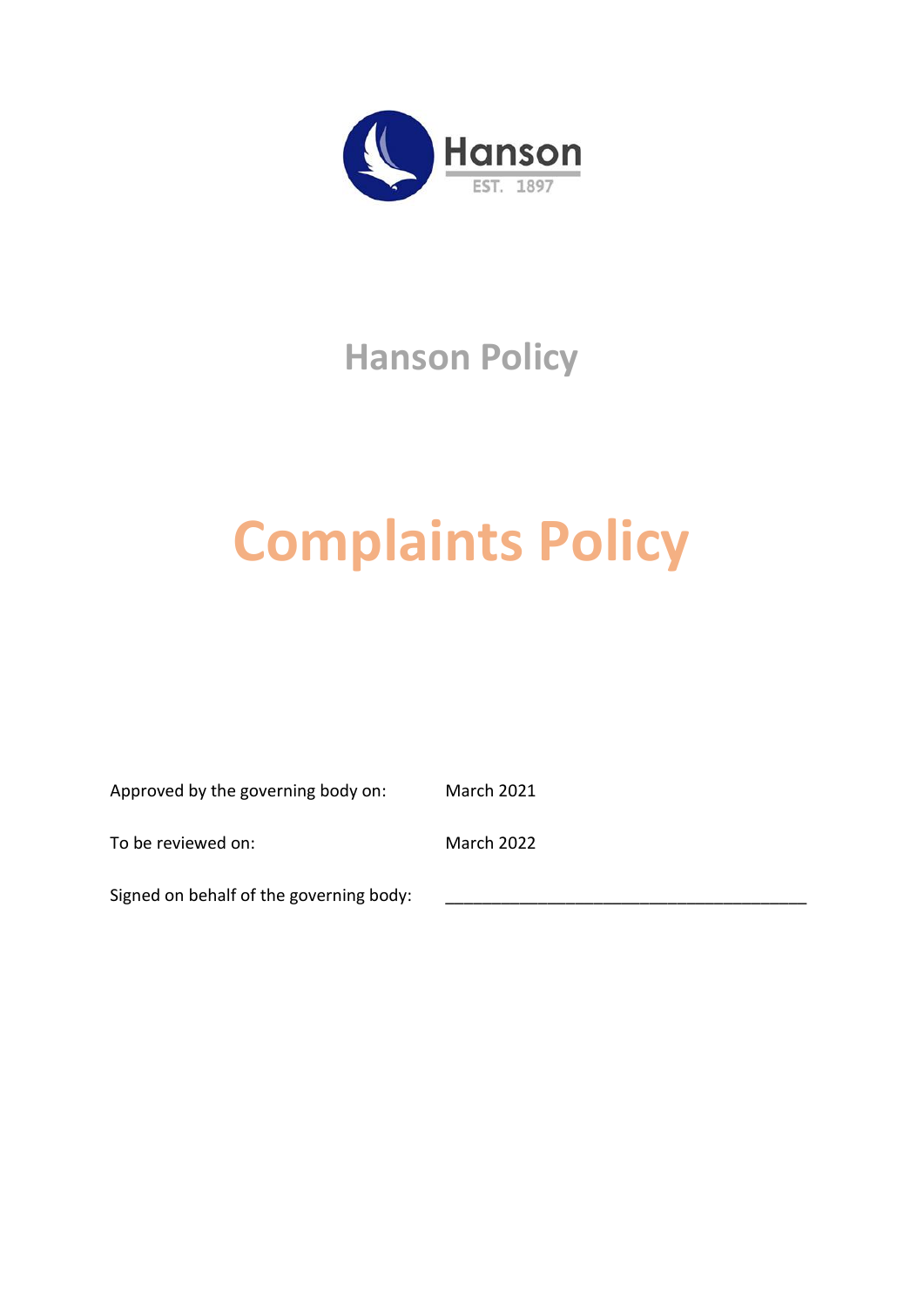Hanson

EST. 1897

## Hanson Policy

# Complaints Policy

| | |
|---|---|
| Approved by the governing body on: | March 2021 |
| To be reviewed on: | March 2022 |
| Signed on behalf of the governing body: | ______________________________________ |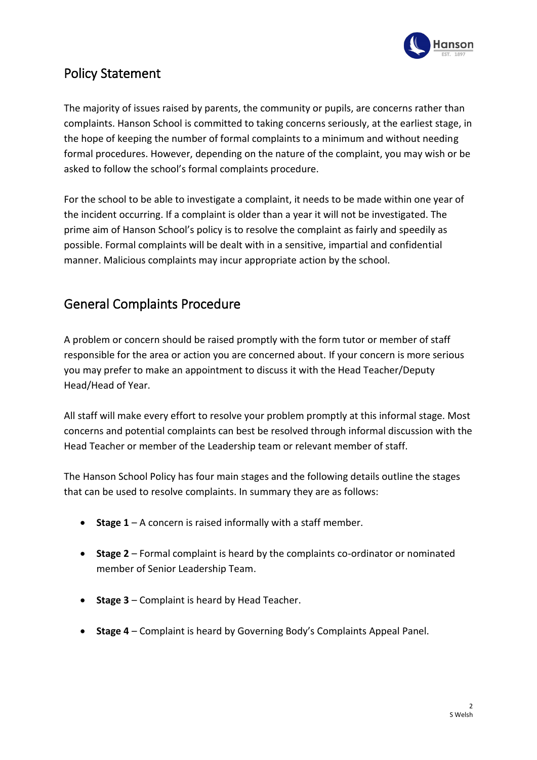## Policy Statement

The majority of issues raised by parents, the community or pupils, are concerns rather than complaints. Hanson School is committed to taking concerns seriously, at the earliest stage, in the hope of keeping the number of formal complaints to a minimum and without needing formal procedures. However, depending on the nature of the complaint, you may wish or be asked to follow the school's formal complaints procedure.

For the school to be able to investigate a complaint, it needs to be made within one year of the incident occurring. If a complaint is older than a year it will not be investigated. The prime aim of Hanson School's policy is to resolve the complaint as fairly and speedily as possible. Formal complaints will be dealt with in a sensitive, impartial and confidential manner. Malicious complaints may incur appropriate action by the school.

## General Complaints Procedure

A problem or concern should be raised promptly with the form tutor or member of staff responsible for the area or action you are concerned about. If your concern is more serious you may prefer to make an appointment to discuss it with the Head Teacher/Deputy Head/Head of Year.

All staff will make every effort to resolve your problem promptly at this informal stage. Most concerns and potential complaints can best be resolved through informal discussion with the Head Teacher or member of the Leadership team or relevant member of staff.

The Hanson School Policy has four main stages and the following details outline the stages that can be used to resolve complaints. In summary they are as follows:

- **Stage 1** – A concern is raised informally with a staff member.
- **Stage 2** – Formal complaint is heard by the complaints co-ordinator or nominated member of Senior Leadership Team.
- **Stage 3** – Complaint is heard by Head Teacher.
- **Stage 4** – Complaint is heard by Governing Body's Complaints Appeal Panel.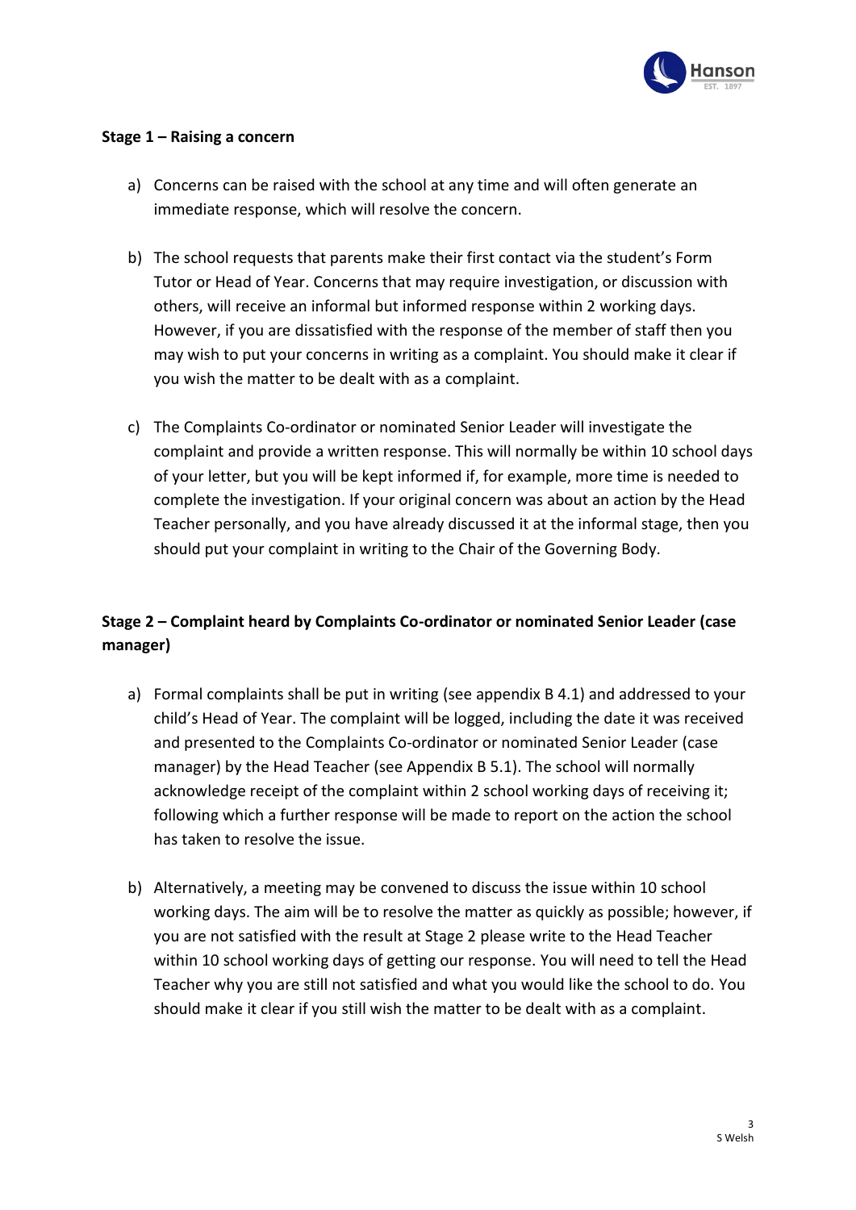**Stage 1 – Raising a concern**

a) Concerns can be raised with the school at any time and will often generate an immediate response, which will resolve the concern.

b) The school requests that parents make their first contact via the student's Form Tutor or Head of Year. Concerns that may require investigation, or discussion with others, will receive an informal but informed response within 2 working days. However, if you are dissatisfied with the response of the member of staff then you may wish to put your concerns in writing as a complaint. You should make it clear if you wish the matter to be dealt with as a complaint.

c) The Complaints Co-ordinator or nominated Senior Leader will investigate the complaint and provide a written response. This will normally be within 10 school days of your letter, but you will be kept informed if, for example, more time is needed to complete the investigation. If your original concern was about an action by the Head Teacher personally, and you have already discussed it at the informal stage, then you should put your complaint in writing to the Chair of the Governing Body.

**Stage 2 – Complaint heard by Complaints Co-ordinator or nominated Senior Leader (case manager)**

a) Formal complaints shall be put in writing (see appendix B 4.1) and addressed to your child's Head of Year. The complaint will be logged, including the date it was received and presented to the Complaints Co-ordinator or nominated Senior Leader (case manager) by the Head Teacher (see Appendix B 5.1). The school will normally acknowledge receipt of the complaint within 2 school working days of receiving it; following which a further response will be made to report on the action the school has taken to resolve the issue.

b) Alternatively, a meeting may be convened to discuss the issue within 10 school working days. The aim will be to resolve the matter as quickly as possible; however, if you are not satisfied with the result at Stage 2 please write to the Head Teacher within 10 school working days of getting our response. You will need to tell the Head Teacher why you are still not satisfied and what you would like the school to do. You should make it clear if you still wish the matter to be dealt with as a complaint.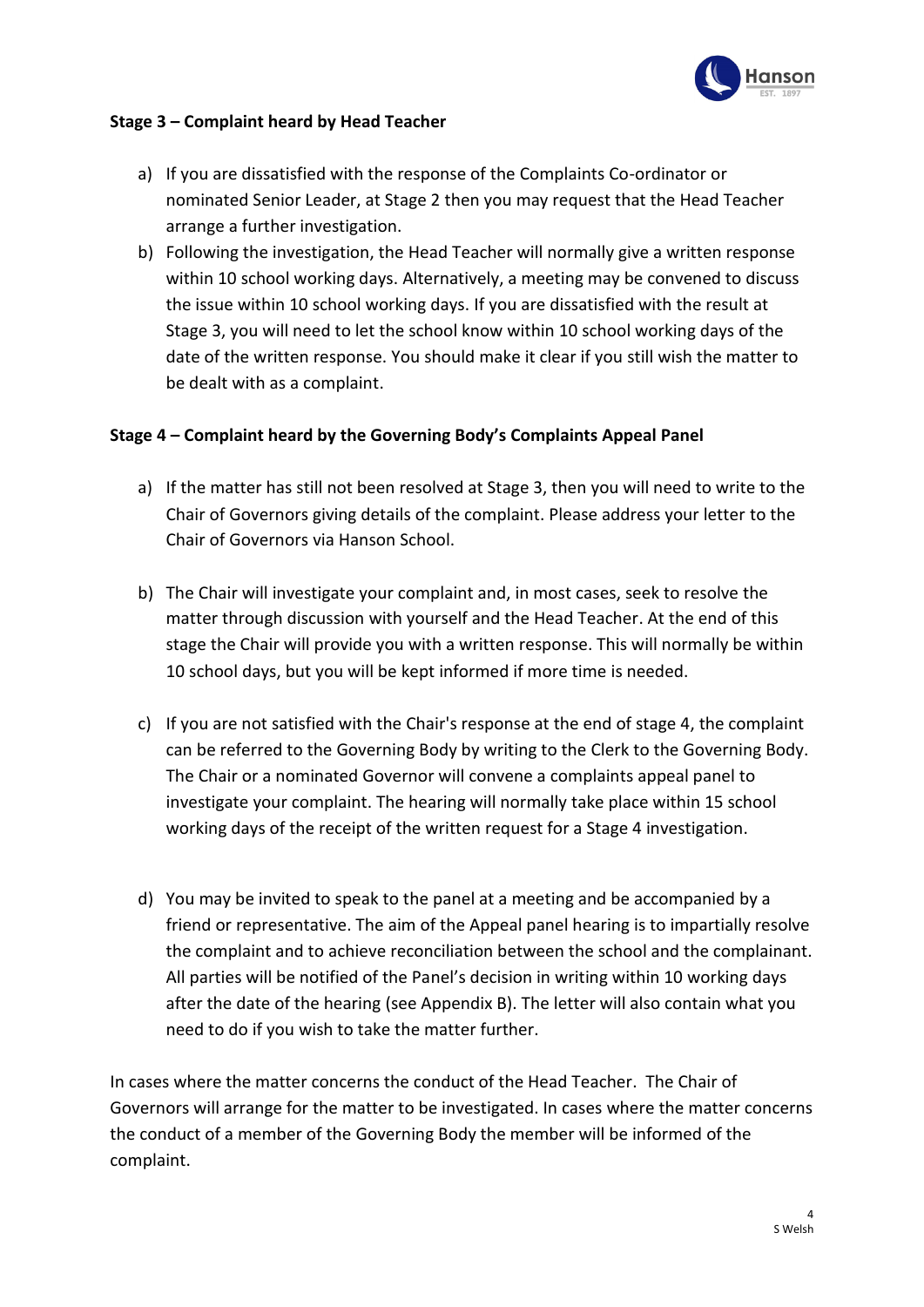### Stage 3 – Complaint heard by Head Teacher

a) If you are dissatisfied with the response of the Complaints Co-ordinator or nominated Senior Leader, at Stage 2 then you may request that the Head Teacher arrange a further investigation.

b) Following the investigation, the Head Teacher will normally give a written response within 10 school working days. Alternatively, a meeting may be convened to discuss the issue within 10 school working days. If you are dissatisfied with the result at Stage 3, you will need to let the school know within 10 school working days of the date of the written response. You should make it clear if you still wish the matter to be dealt with as a complaint.

### Stage 4 – Complaint heard by the Governing Body's Complaints Appeal Panel

a) If the matter has still not been resolved at Stage 3, then you will need to write to the Chair of Governors giving details of the complaint. Please address your letter to the Chair of Governors via Hanson School.

b) The Chair will investigate your complaint and, in most cases, seek to resolve the matter through discussion with yourself and the Head Teacher. At the end of this stage the Chair will provide you with a written response. This will normally be within 10 school days, but you will be kept informed if more time is needed.

c) If you are not satisfied with the Chair's response at the end of stage 4, the complaint can be referred to the Governing Body by writing to the Clerk to the Governing Body. The Chair or a nominated Governor will convene a complaints appeal panel to investigate your complaint. The hearing will normally take place within 15 school working days of the receipt of the written request for a Stage 4 investigation.

d) You may be invited to speak to the panel at a meeting and be accompanied by a friend or representative. The aim of the Appeal panel hearing is to impartially resolve the complaint and to achieve reconciliation between the school and the complainant. All parties will be notified of the Panel's decision in writing within 10 working days after the date of the hearing (see Appendix B). The letter will also contain what you need to do if you wish to take the matter further.

In cases where the matter concerns the conduct of the Head Teacher. The Chair of Governors will arrange for the matter to be investigated. In cases where the matter concerns the conduct of a member of the Governing Body the member will be informed of the complaint.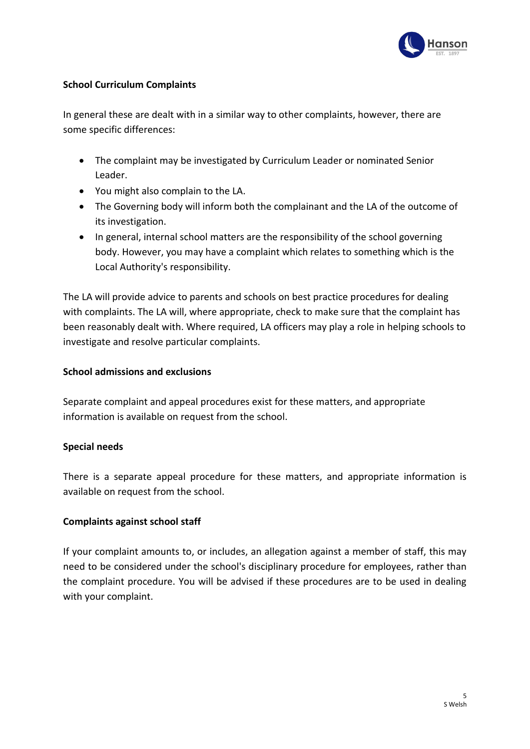**School Curriculum Complaints**

In general these are dealt with in a similar way to other complaints, however, there are some specific differences:

- The complaint may be investigated by Curriculum Leader or nominated Senior Leader.
- You might also complain to the LA.
- The Governing body will inform both the complainant and the LA of the outcome of its investigation.
- In general, internal school matters are the responsibility of the school governing body. However, you may have a complaint which relates to something which is the Local Authority's responsibility.

The LA will provide advice to parents and schools on best practice procedures for dealing with complaints. The LA will, where appropriate, check to make sure that the complaint has been reasonably dealt with. Where required, LA officers may play a role in helping schools to investigate and resolve particular complaints.

**School admissions and exclusions**

Separate complaint and appeal procedures exist for these matters, and appropriate information is available on request from the school.

**Special needs**

There is a separate appeal procedure for these matters, and appropriate information is available on request from the school.

**Complaints against school staff**

If your complaint amounts to, or includes, an allegation against a member of staff, this may need to be considered under the school's disciplinary procedure for employees, rather than the complaint procedure. You will be advised if these procedures are to be used in dealing with your complaint.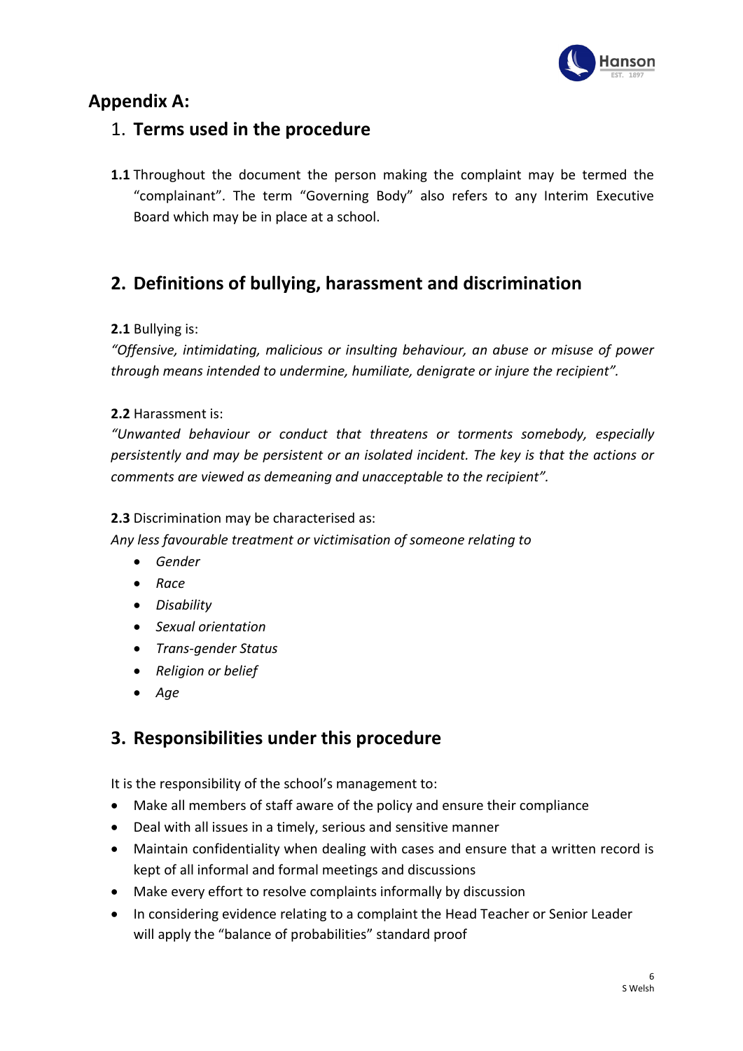## Appendix A:

### 1. Terms used in the procedure

**1.1** Throughout the document the person making the complaint may be termed the "complainant". The term "Governing Body" also refers to any Interim Executive Board which may be in place at a school.

### 2. Definitions of bullying, harassment and discrimination

**2.1** Bullying is:
*"Offensive, intimidating, malicious or insulting behaviour, an abuse or misuse of power through means intended to undermine, humiliate, denigrate or injure the recipient".*

**2.2** Harassment is:
*"Unwanted behaviour or conduct that threatens or torments somebody, especially persistently and may be persistent or an isolated incident. The key is that the actions or comments are viewed as demeaning and unacceptable to the recipient".*

**2.3** Discrimination may be characterised as:
*Any less favourable treatment or victimisation of someone relating to*

- *Gender*
- *Race*
- *Disability*
- *Sexual orientation*
- *Trans-gender Status*
- *Religion or belief*
- *Age*

### 3. Responsibilities under this procedure

It is the responsibility of the school's management to:

- Make all members of staff aware of the policy and ensure their compliance
- Deal with all issues in a timely, serious and sensitive manner
- Maintain confidentiality when dealing with cases and ensure that a written record is kept of all informal and formal meetings and discussions
- Make every effort to resolve complaints informally by discussion
- In considering evidence relating to a complaint the Head Teacher or Senior Leader will apply the "balance of probabilities" standard proof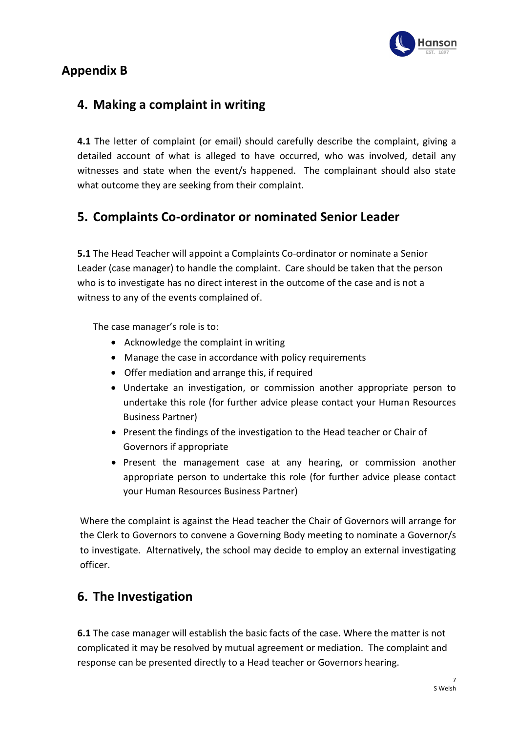## Appendix B

## 4. Making a complaint in writing

**4.1** The letter of complaint (or email) should carefully describe the complaint, giving a detailed account of what is alleged to have occurred, who was involved, detail any witnesses and state when the event/s happened. The complainant should also state what outcome they are seeking from their complaint.

## 5. Complaints Co-ordinator or nominated Senior Leader

**5.1** The Head Teacher will appoint a Complaints Co-ordinator or nominate a Senior Leader (case manager) to handle the complaint. Care should be taken that the person who is to investigate has no direct interest in the outcome of the case and is not a witness to any of the events complained of.

The case manager's role is to:

- Acknowledge the complaint in writing
- Manage the case in accordance with policy requirements
- Offer mediation and arrange this, if required
- Undertake an investigation, or commission another appropriate person to undertake this role (for further advice please contact your Human Resources Business Partner)
- Present the findings of the investigation to the Head teacher or Chair of Governors if appropriate
- Present the management case at any hearing, or commission another appropriate person to undertake this role (for further advice please contact your Human Resources Business Partner)

Where the complaint is against the Head teacher the Chair of Governors will arrange for the Clerk to Governors to convene a Governing Body meeting to nominate a Governor/s to investigate. Alternatively, the school may decide to employ an external investigating officer.

## 6. The Investigation

**6.1** The case manager will establish the basic facts of the case. Where the matter is not complicated it may be resolved by mutual agreement or mediation. The complaint and response can be presented directly to a Head teacher or Governors hearing.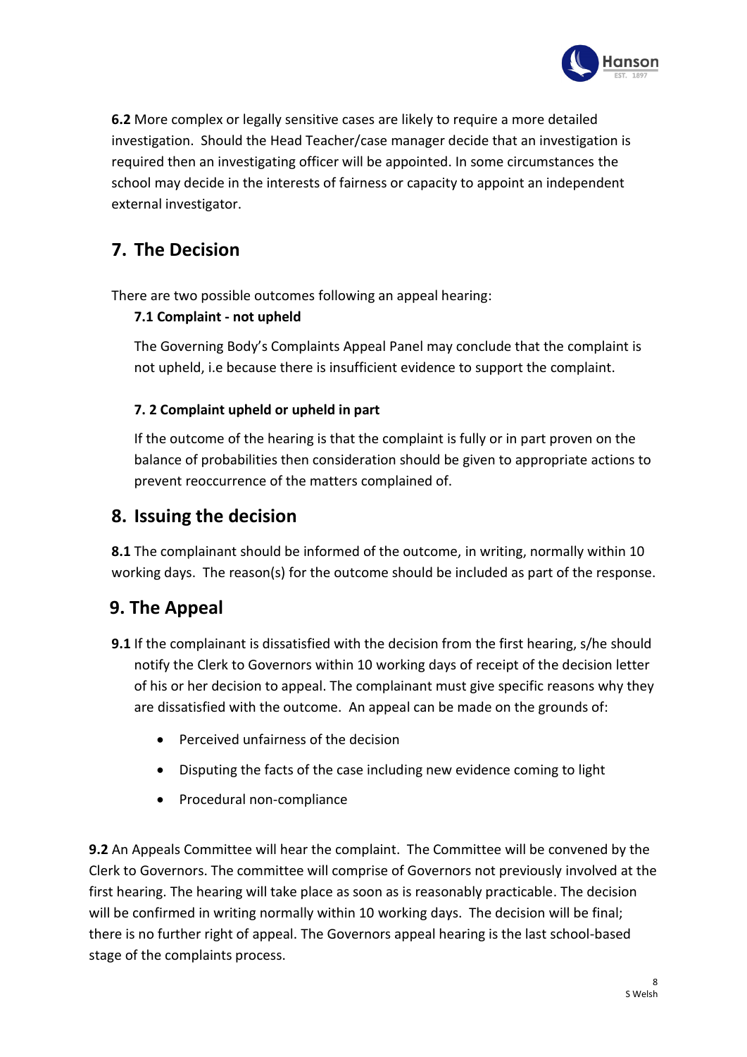**6.2** More complex or legally sensitive cases are likely to require a more detailed investigation. Should the Head Teacher/case manager decide that an investigation is required then an investigating officer will be appointed. In some circumstances the school may decide in the interests of fairness or capacity to appoint an independent external investigator.

## 7. The Decision

There are two possible outcomes following an appeal hearing:

**7.1 Complaint - not upheld**

The Governing Body's Complaints Appeal Panel may conclude that the complaint is not upheld, i.e because there is insufficient evidence to support the complaint.

**7. 2 Complaint upheld or upheld in part**

If the outcome of the hearing is that the complaint is fully or in part proven on the balance of probabilities then consideration should be given to appropriate actions to prevent reoccurrence of the matters complained of.

## 8. Issuing the decision

**8.1** The complainant should be informed of the outcome, in writing, normally within 10 working days. The reason(s) for the outcome should be included as part of the response.

## 9. The Appeal

**9.1** If the complainant is dissatisfied with the decision from the first hearing, s/he should notify the Clerk to Governors within 10 working days of receipt of the decision letter of his or her decision to appeal. The complainant must give specific reasons why they are dissatisfied with the outcome. An appeal can be made on the grounds of:

- Perceived unfairness of the decision
- Disputing the facts of the case including new evidence coming to light
- Procedural non-compliance

**9.2** An Appeals Committee will hear the complaint. The Committee will be convened by the Clerk to Governors. The committee will comprise of Governors not previously involved at the first hearing. The hearing will take place as soon as is reasonably practicable. The decision will be confirmed in writing normally within 10 working days. The decision will be final; there is no further right of appeal. The Governors appeal hearing is the last school-based stage of the complaints process.